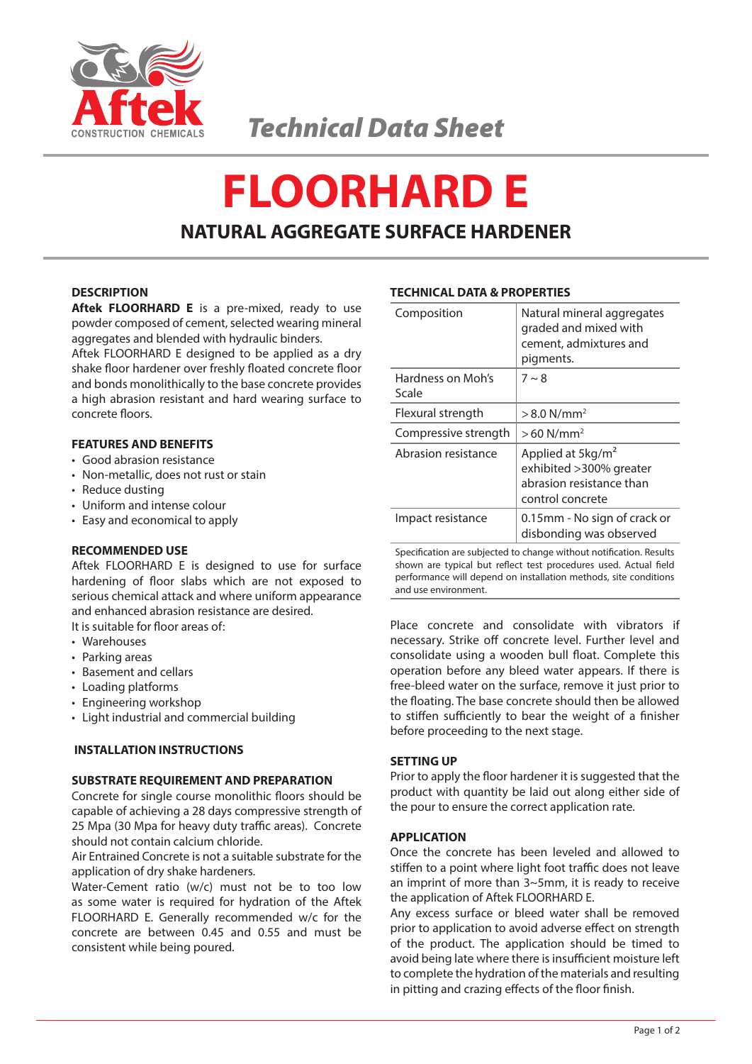Technical Data Sheet

# FLOORHARD E

## NATURAL AGGREGATE SURFACE HARDENER

### DESCRIPTION

**Aftek FLOORHARD E** is a pre-mixed, ready to use powder composed of cement, selected wearing mineral aggregates and blended with hydraulic binders.
Aftek FLOORHARD E designed to be applied as a dry shake floor hardener over freshly floated concrete floor and bonds monolithically to the base concrete provides a high abrasion resistant and hard wearing surface to concrete floors.

### FEATURES AND BENEFITS

- Good abrasion resistance
- Non-metallic, does not rust or stain
- Reduce dusting
- Uniform and intense colour
- Easy and economical to apply

### RECOMMENDED USE

Aftek FLOORHARD E is designed to use for surface hardening of floor slabs which are not exposed to serious chemical attack and where uniform appearance and enhanced abrasion resistance are desired.
It is suitable for floor areas of:

- Warehouses
- Parking areas
- Basement and cellars
- Loading platforms
- Engineering workshop
- Light industrial and commercial building

### INSTALLATION INSTRUCTIONS

### SUBSTRATE REQUIREMENT AND PREPARATION

Concrete for single course monolithic floors should be capable of achieving a 28 days compressive strength of 25 Mpa (30 Mpa for heavy duty traffic areas). Concrete should not contain calcium chloride.
Air Entrained Concrete is not a suitable substrate for the application of dry shake hardeners.
Water-Cement ratio (w/c) must not be to too low as some water is required for hydration of the Aftek FLOORHARD E. Generally recommended w/c for the concrete are between 0.45 and 0.55 and must be consistent while being poured.

### TECHNICAL DATA & PROPERTIES

| Property | Value |
|---|---|
| Composition | Natural mineral aggregates graded and mixed with cement, admixtures and pigments. |
| Hardness on Moh's Scale | 7 ~ 8 |
| Flexural strength | > 8.0 N/mm² |
| Compressive strength | > 60 N/mm² |
| Abrasion resistance | Applied at 5kg/m² exhibited >300% greater abrasion resistance than control concrete |
| Impact resistance | 0.15mm - No sign of crack or disbonding was observed |

Specification are subjected to change without notification. Results shown are typical but reflect test procedures used. Actual field performance will depend on installation methods, site conditions and use environment.

Place concrete and consolidate with vibrators if necessary. Strike off concrete level. Further level and consolidate using a wooden bull float. Complete this operation before any bleed water appears. If there is free-bleed water on the surface, remove it just prior to the floating. The base concrete should then be allowed to stiffen sufficiently to bear the weight of a finisher before proceeding to the next stage.

### SETTING UP

Prior to apply the floor hardener it is suggested that the product with quantity be laid out along either side of the pour to ensure the correct application rate.

### APPLICATION

Once the concrete has been leveled and allowed to stiffen to a point where light foot traffic does not leave an imprint of more than 3~5mm, it is ready to receive the application of Aftek FLOORHARD E.
Any excess surface or bleed water shall be removed prior to application to avoid adverse effect on strength of the product. The application should be timed to avoid being late where there is insufficient moisture left to complete the hydration of the materials and resulting in pitting and crazing effects of the floor finish.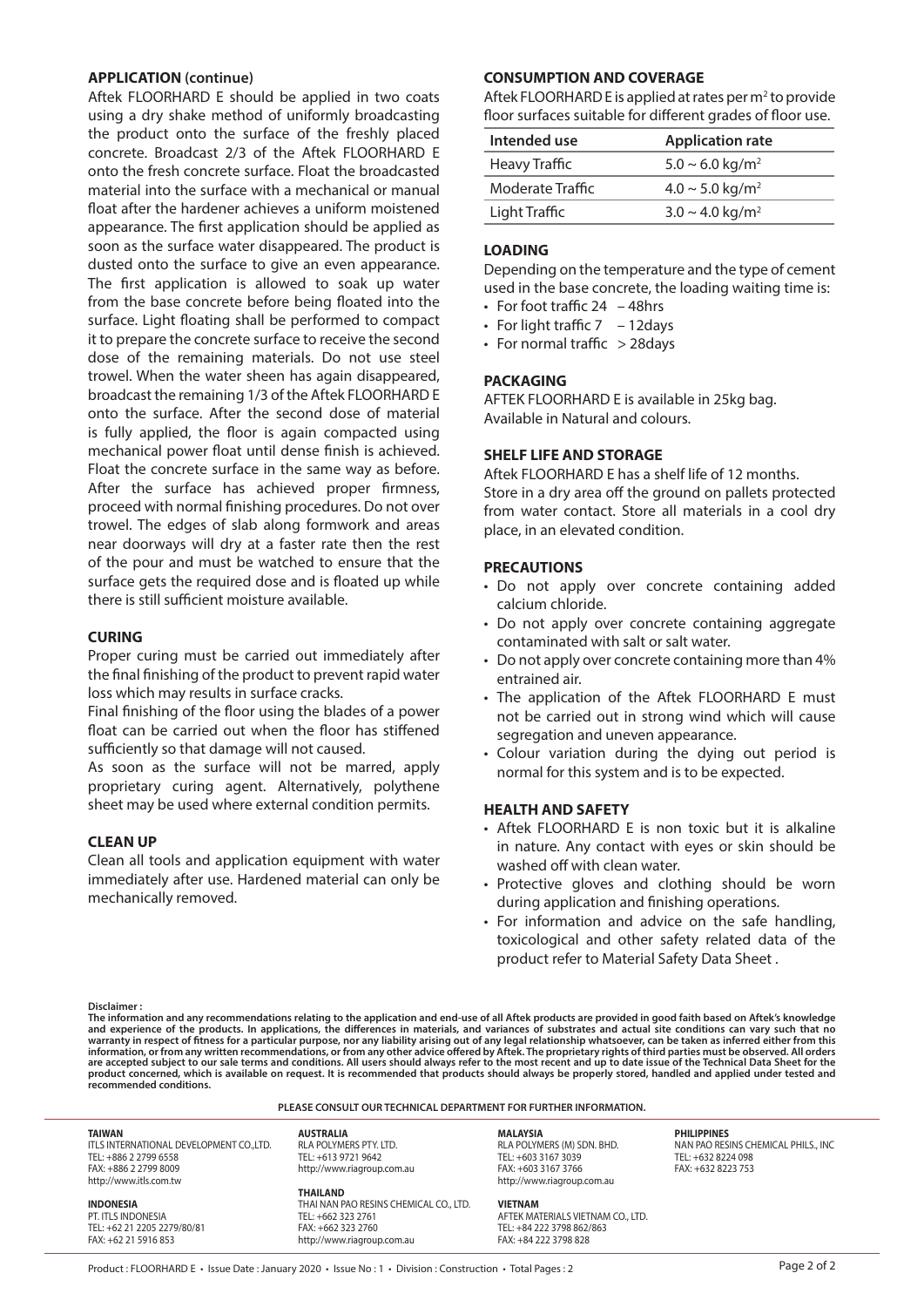## APPLICATION (continue)

Aftek FLOORHARD E should be applied in two coats using a dry shake method of uniformly broadcasting the product onto the surface of the freshly placed concrete. Broadcast 2/3 of the Aftek FLOORHARD E onto the fresh concrete surface. Float the broadcasted material into the surface with a mechanical or manual float after the hardener achieves a uniform moistened appearance. The first application should be applied as soon as the surface water disappeared. The product is dusted onto the surface to give an even appearance. The first application is allowed to soak up water from the base concrete before being floated into the surface. Light floating shall be performed to compact it to prepare the concrete surface to receive the second dose of the remaining materials. Do not use steel trowel. When the water sheen has again disappeared, broadcast the remaining 1/3 of the Aftek FLOORHARD E onto the surface. After the second dose of material is fully applied, the floor is again compacted using mechanical power float until dense finish is achieved. Float the concrete surface in the same way as before. After the surface has achieved proper firmness, proceed with normal finishing procedures. Do not over trowel. The edges of slab along formwork and areas near doorways will dry at a faster rate then the rest of the pour and must be watched to ensure that the surface gets the required dose and is floated up while there is still sufficient moisture available.

## CURING

Proper curing must be carried out immediately after the final finishing of the product to prevent rapid water loss which may results in surface cracks.

Final finishing of the floor using the blades of a power float can be carried out when the floor has stiffened sufficiently so that damage will not caused.

As soon as the surface will not be marred, apply proprietary curing agent. Alternatively, polythene sheet may be used where external condition permits.

## CLEAN UP

Clean all tools and application equipment with water immediately after use. Hardened material can only be mechanically removed.

## CONSUMPTION AND COVERAGE

Aftek FLOORHARD E is applied at rates per $m^2$ to provide floor surfaces suitable for different grades of floor use.

| Intended use | Application rate |
|---|---|
| Heavy Traffic | $5.0 \sim 6.0$ kg/$m^2$ |
| Moderate Traffic | $4.0 \sim 5.0$ kg/$m^2$ |
| Light Traffic | $3.0 \sim 4.0$ kg/$m^2$ |

## LOADING

Depending on the temperature and the type of cement used in the base concrete, the loading waiting time is:

- For foot traffic 24 – 48hrs
- For light traffic 7 – 12days
- For normal traffic > 28days

## PACKAGING

AFTEK FLOORHARD E is available in 25kg bag.
Available in Natural and colours.

## SHELF LIFE AND STORAGE

Aftek FLOORHARD E has a shelf life of 12 months.
Store in a dry area off the ground on pallets protected from water contact. Store all materials in a cool dry place, in an elevated condition.

## PRECAUTIONS

- Do not apply over concrete containing added calcium chloride.
- Do not apply over concrete containing aggregate contaminated with salt or salt water.
- Do not apply over concrete containing more than 4% entrained air.
- The application of the Aftek FLOORHARD E must not be carried out in strong wind which will cause segregation and uneven appearance.
- Colour variation during the dying out period is normal for this system and is to be expected.

## HEALTH AND SAFETY

- Aftek FLOORHARD E is non toxic but it is alkaline in nature. Any contact with eyes or skin should be washed off with clean water.
- Protective gloves and clothing should be worn during application and finishing operations.
- For information and advice on the safe handling, toxicological and other safety related data of the product refer to Material Safety Data Sheet .

**Disclaimer :**
**The information and any recommendations relating to the application and end-use of all Aftek products are provided in good faith based on Aftek's knowledge and experience of the products. In applications, the differences in materials, and variances of substrates and actual site conditions can vary such that no warranty in respect of fitness for a particular purpose, nor any liability arising out of any legal relationship whatsoever, can be taken as inferred either from this information, or from any written recommendations, or from any other advice offered by Aftek. The proprietary rights of third parties must be observed. All orders are accepted subject to our sale terms and conditions. All users should always refer to the most recent and up to date issue of the Technical Data Sheet for the product concerned, which is available on request. It is recommended that products should always be properly stored, handled and applied under tested and recommended conditions.**

**PLEASE CONSULT OUR TECHNICAL DEPARTMENT FOR FURTHER INFORMATION.**

**TAIWAN**
ITLS INTERNATIONAL DEVELOPMENT CO.,LTD.
TEL: +886 2 2799 6558
FAX: +886 2 2799 8009
http://www.itls.com.tw

**INDONESIA**
PT. ITLS INDONESIA
TEL: +62 21 2205 2279/80/81
FAX: +62 21 5916 853

**AUSTRALIA**
RLA POLYMERS PTY. LTD.
TEL: +613 9721 9642
http://www.riagroup.com.au

**THAILAND**
THAI NAN PAO RESINS CHEMICAL CO., LTD.
TEL: +662 323 2761
FAX: +662 323 2760
http://www.riagroup.com.au

**MALAYSIA**
RLA POLYMERS (M) SDN. BHD.
TEL: +603 3167 3039
FAX: +603 3167 3766
http://www.riagroup.com.au

**VIETNAM**
AFTEK MATERIALS VIETNAM CO., LTD.
TEL: +84 222 3798 862/863
FAX: +84 222 3798 828

**PHILIPPINES**
NAN PAO RESINS CHEMICAL PHILS., INC
TEL: +632 8224 098
FAX: +632 8223 753

Product : FLOORHARD E • Issue Date : January 2020 • Issue No : 1 • Division : Construction • Total Pages : 2